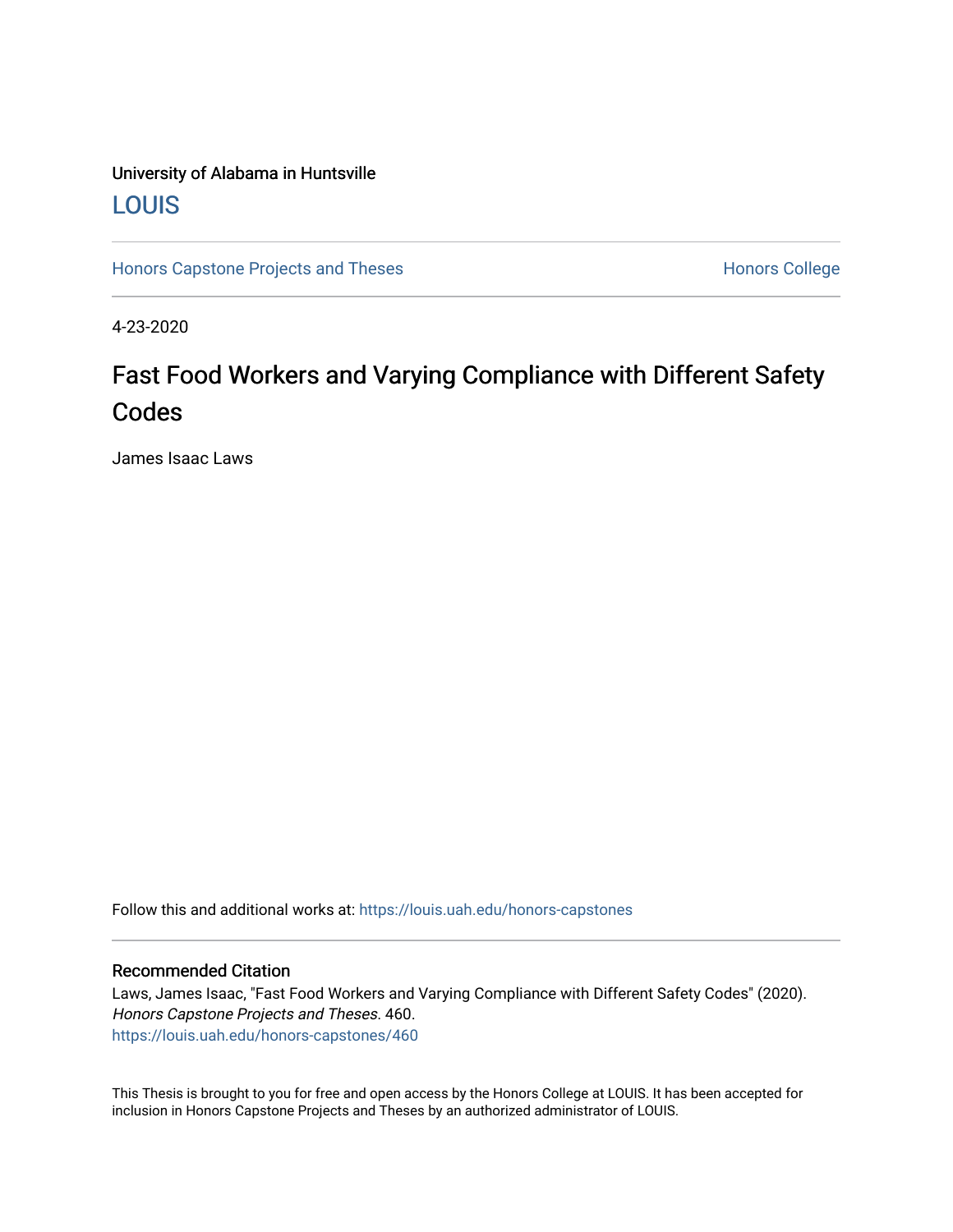University of Alabama in Huntsville

LOUIS

Honors Capstone Projects and Theses

Honors College

4-23-2020

# Fast Food Workers and Varying Compliance with Different Safety Codes

James Isaac Laws

Follow this and additional works at: https://louis.uah.edu/honors-capstones

## Recommended Citation

Laws, James Isaac, "Fast Food Workers and Varying Compliance with Different Safety Codes" (2020). *Honors Capstone Projects and Theses*. 460.
https://louis.uah.edu/honors-capstones/460

This Thesis is brought to you for free and open access by the Honors College at LOUIS. It has been accepted for inclusion in Honors Capstone Projects and Theses by an authorized administrator of LOUIS.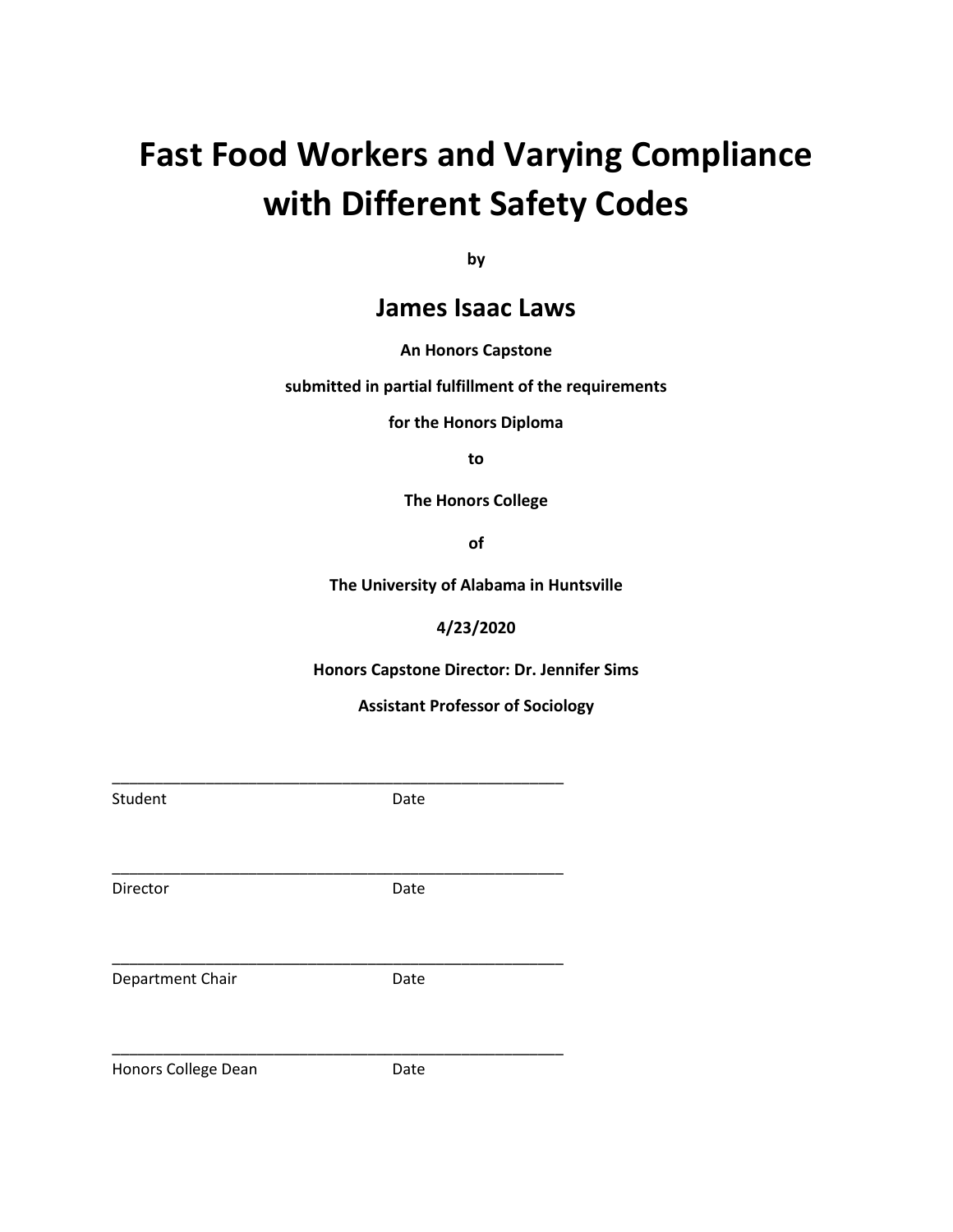# Fast Food Workers and Varying Compliance with Different Safety Codes

**by**

## James Isaac Laws

**An Honors Capstone**

**submitted in partial fulfillment of the requirements**

**for the Honors Diploma**

**to**

**The Honors College**

**of**

**The University of Alabama in Huntsville**

**4/23/2020**

**Honors Capstone Director: Dr. Jennifer Sims**

**Assistant Professor of Sociology**

\_\_\_\_\_\_\_\_\_\_\_\_\_\_\_\_\_\_\_\_\_\_\_\_\_\_\_\_\_\_\_\_\_\_\_\_\_\_\_\_\_\_\_\_\_\_\_\_\_\_\_\_\_\_

Student Date

\_\_\_\_\_\_\_\_\_\_\_\_\_\_\_\_\_\_\_\_\_\_\_\_\_\_\_\_\_\_\_\_\_\_\_\_\_\_\_\_\_\_\_\_\_\_\_\_\_\_\_\_\_\_

Director Date

\_\_\_\_\_\_\_\_\_\_\_\_\_\_\_\_\_\_\_\_\_\_\_\_\_\_\_\_\_\_\_\_\_\_\_\_\_\_\_\_\_\_\_\_\_\_\_\_\_\_\_\_\_\_

Department Chair Date

\_\_\_\_\_\_\_\_\_\_\_\_\_\_\_\_\_\_\_\_\_\_\_\_\_\_\_\_\_\_\_\_\_\_\_\_\_\_\_\_\_\_\_\_\_\_\_\_\_\_\_\_\_\_

Honors College Dean Date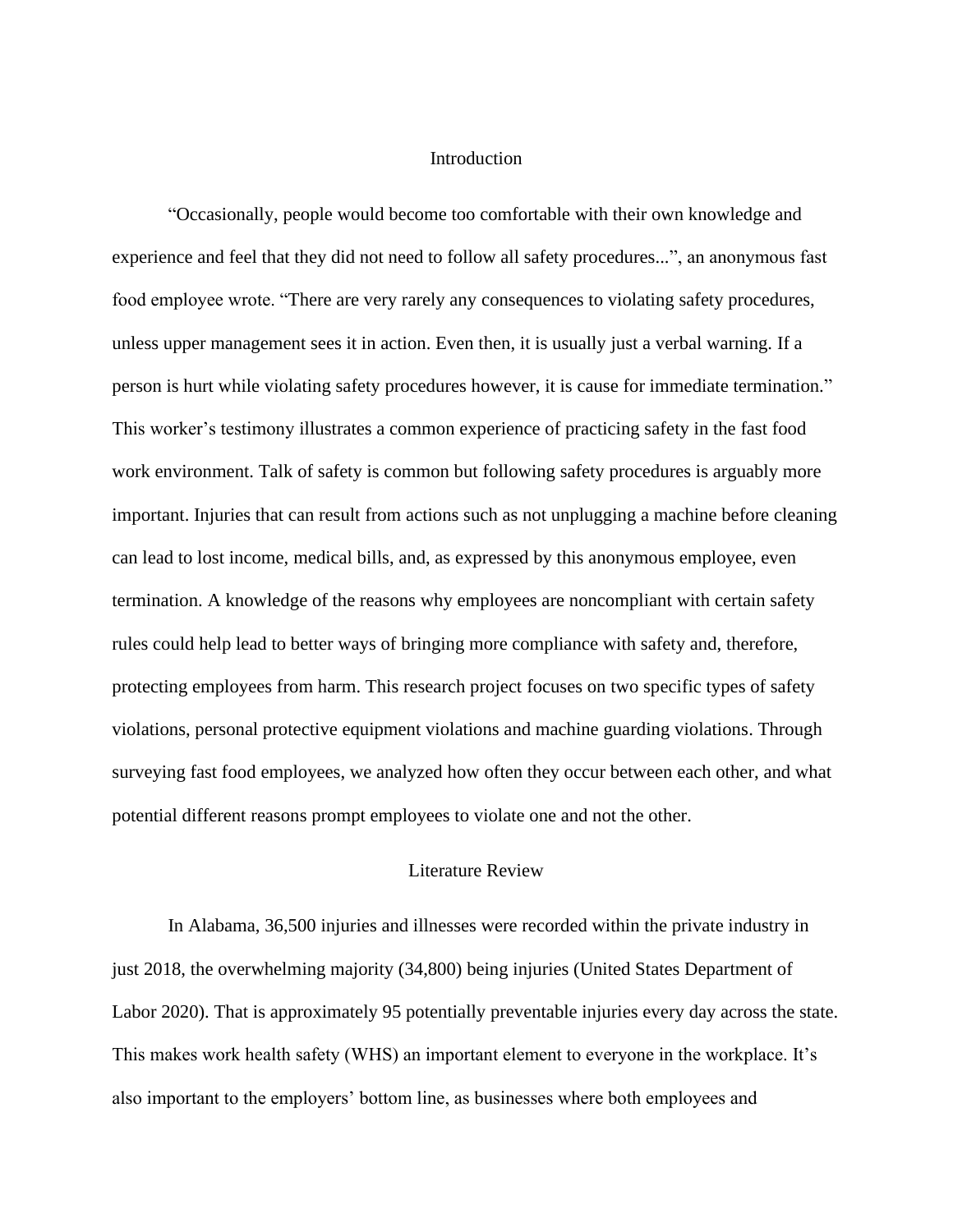## Introduction

"Occasionally, people would become too comfortable with their own knowledge and experience and feel that they did not need to follow all safety procedures...", an anonymous fast food employee wrote. "There are very rarely any consequences to violating safety procedures, unless upper management sees it in action. Even then, it is usually just a verbal warning. If a person is hurt while violating safety procedures however, it is cause for immediate termination." This worker's testimony illustrates a common experience of practicing safety in the fast food work environment. Talk of safety is common but following safety procedures is arguably more important. Injuries that can result from actions such as not unplugging a machine before cleaning can lead to lost income, medical bills, and, as expressed by this anonymous employee, even termination. A knowledge of the reasons why employees are noncompliant with certain safety rules could help lead to better ways of bringing more compliance with safety and, therefore, protecting employees from harm. This research project focuses on two specific types of safety violations, personal protective equipment violations and machine guarding violations. Through surveying fast food employees, we analyzed how often they occur between each other, and what potential different reasons prompt employees to violate one and not the other.

## Literature Review

In Alabama, 36,500 injuries and illnesses were recorded within the private industry in just 2018, the overwhelming majority (34,800) being injuries (United States Department of Labor 2020). That is approximately 95 potentially preventable injuries every day across the state. This makes work health safety (WHS) an important element to everyone in the workplace. It's also important to the employers' bottom line, as businesses where both employees and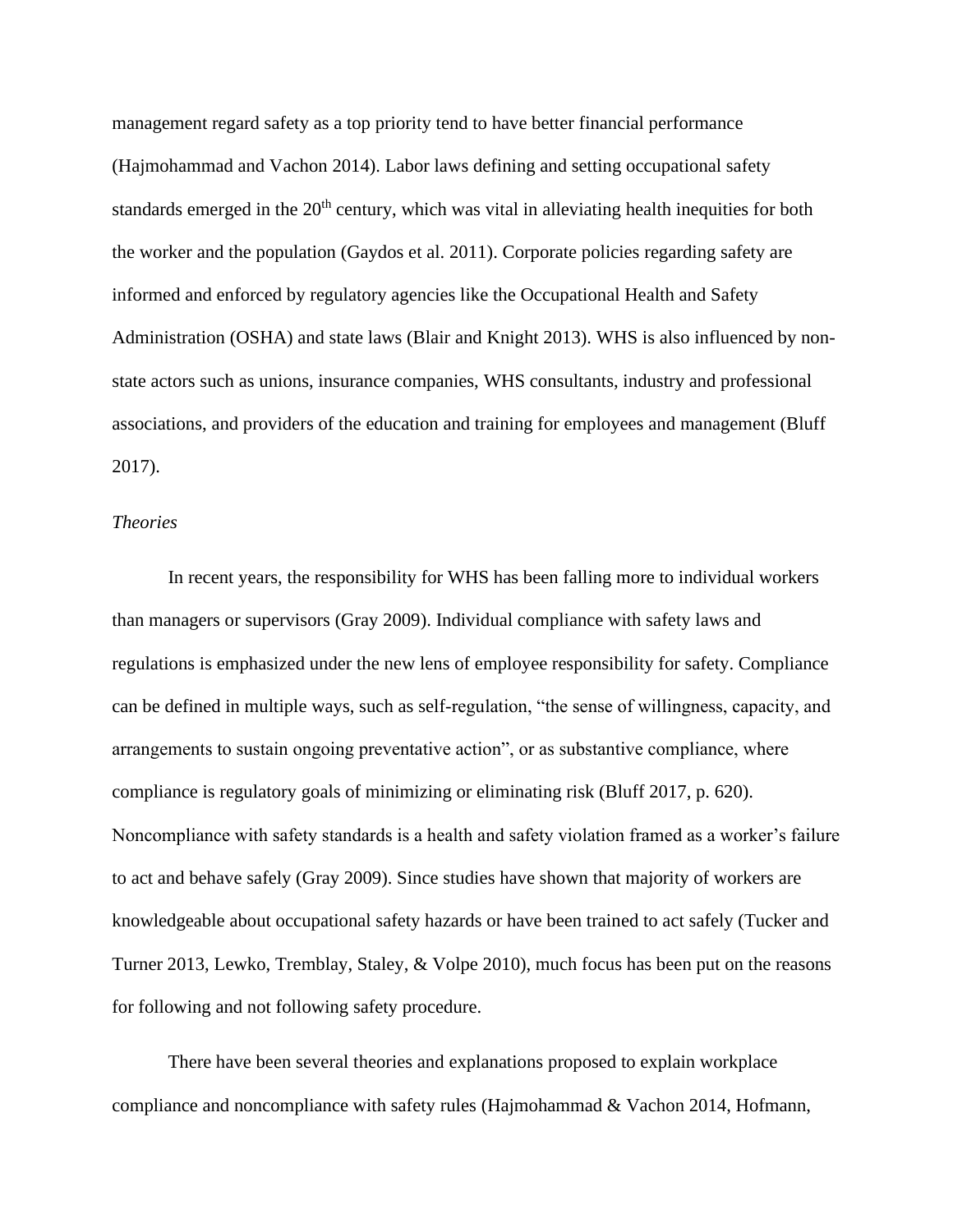management regard safety as a top priority tend to have better financial performance (Hajmohammad and Vachon 2014). Labor laws defining and setting occupational safety standards emerged in the 20th century, which was vital in alleviating health inequities for both the worker and the population (Gaydos et al. 2011). Corporate policies regarding safety are informed and enforced by regulatory agencies like the Occupational Health and Safety Administration (OSHA) and state laws (Blair and Knight 2013). WHS is also influenced by non-state actors such as unions, insurance companies, WHS consultants, industry and professional associations, and providers of the education and training for employees and management (Bluff 2017).

*Theories*

In recent years, the responsibility for WHS has been falling more to individual workers than managers or supervisors (Gray 2009). Individual compliance with safety laws and regulations is emphasized under the new lens of employee responsibility for safety. Compliance can be defined in multiple ways, such as self-regulation, "the sense of willingness, capacity, and arrangements to sustain ongoing preventative action", or as substantive compliance, where compliance is regulatory goals of minimizing or eliminating risk (Bluff 2017, p. 620). Noncompliance with safety standards is a health and safety violation framed as a worker's failure to act and behave safely (Gray 2009). Since studies have shown that majority of workers are knowledgeable about occupational safety hazards or have been trained to act safely (Tucker and Turner 2013, Lewko, Tremblay, Staley, & Volpe 2010), much focus has been put on the reasons for following and not following safety procedure.

There have been several theories and explanations proposed to explain workplace compliance and noncompliance with safety rules (Hajmohammad & Vachon 2014, Hofmann,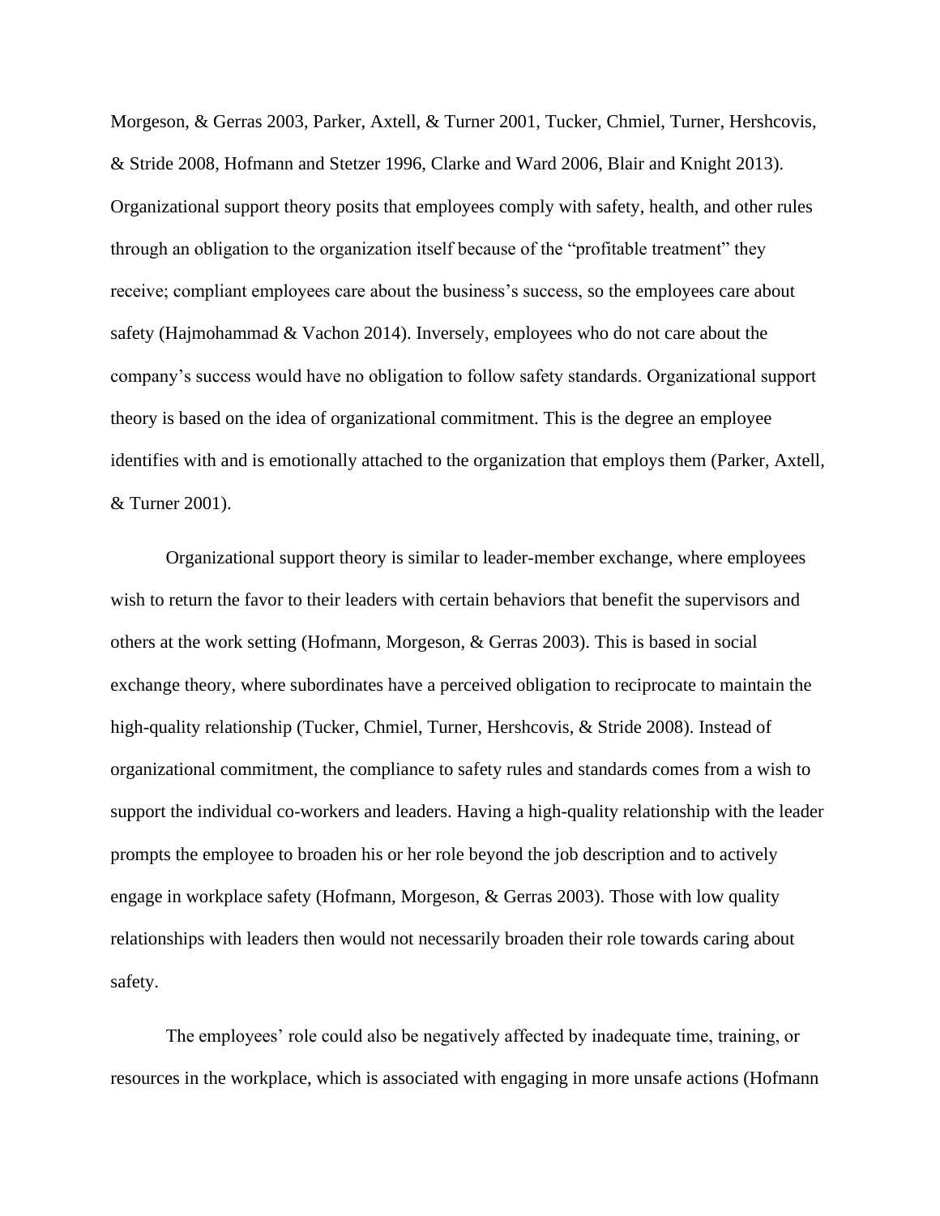Morgeson, & Gerras 2003, Parker, Axtell, & Turner 2001, Tucker, Chmiel, Turner, Hershcovis, & Stride 2008, Hofmann and Stetzer 1996, Clarke and Ward 2006, Blair and Knight 2013). Organizational support theory posits that employees comply with safety, health, and other rules through an obligation to the organization itself because of the "profitable treatment" they receive; compliant employees care about the business's success, so the employees care about safety (Hajmohammad & Vachon 2014). Inversely, employees who do not care about the company's success would have no obligation to follow safety standards. Organizational support theory is based on the idea of organizational commitment. This is the degree an employee identifies with and is emotionally attached to the organization that employs them (Parker, Axtell, & Turner 2001).

Organizational support theory is similar to leader-member exchange, where employees wish to return the favor to their leaders with certain behaviors that benefit the supervisors and others at the work setting (Hofmann, Morgeson, & Gerras 2003). This is based in social exchange theory, where subordinates have a perceived obligation to reciprocate to maintain the high-quality relationship (Tucker, Chmiel, Turner, Hershcovis, & Stride 2008). Instead of organizational commitment, the compliance to safety rules and standards comes from a wish to support the individual co-workers and leaders. Having a high-quality relationship with the leader prompts the employee to broaden his or her role beyond the job description and to actively engage in workplace safety (Hofmann, Morgeson, & Gerras 2003). Those with low quality relationships with leaders then would not necessarily broaden their role towards caring about safety.

The employees' role could also be negatively affected by inadequate time, training, or resources in the workplace, which is associated with engaging in more unsafe actions (Hofmann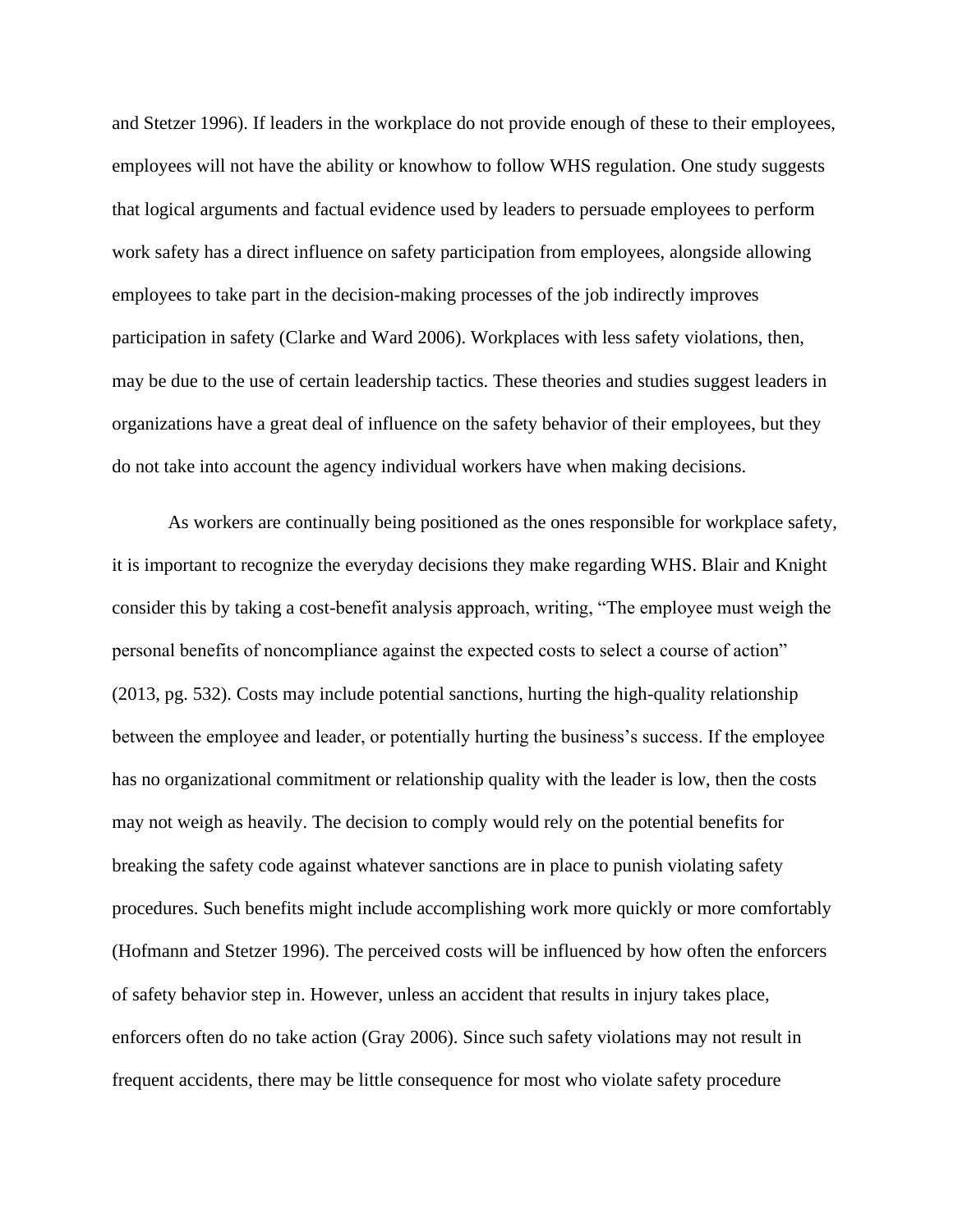and Stetzer 1996). If leaders in the workplace do not provide enough of these to their employees, employees will not have the ability or knowhow to follow WHS regulation. One study suggests that logical arguments and factual evidence used by leaders to persuade employees to perform work safety has a direct influence on safety participation from employees, alongside allowing employees to take part in the decision-making processes of the job indirectly improves participation in safety (Clarke and Ward 2006). Workplaces with less safety violations, then, may be due to the use of certain leadership tactics. These theories and studies suggest leaders in organizations have a great deal of influence on the safety behavior of their employees, but they do not take into account the agency individual workers have when making decisions.

As workers are continually being positioned as the ones responsible for workplace safety, it is important to recognize the everyday decisions they make regarding WHS. Blair and Knight consider this by taking a cost-benefit analysis approach, writing, "The employee must weigh the personal benefits of noncompliance against the expected costs to select a course of action" (2013, pg. 532). Costs may include potential sanctions, hurting the high-quality relationship between the employee and leader, or potentially hurting the business's success. If the employee has no organizational commitment or relationship quality with the leader is low, then the costs may not weigh as heavily. The decision to comply would rely on the potential benefits for breaking the safety code against whatever sanctions are in place to punish violating safety procedures. Such benefits might include accomplishing work more quickly or more comfortably (Hofmann and Stetzer 1996). The perceived costs will be influenced by how often the enforcers of safety behavior step in. However, unless an accident that results in injury takes place, enforcers often do no take action (Gray 2006). Since such safety violations may not result in frequent accidents, there may be little consequence for most who violate safety procedure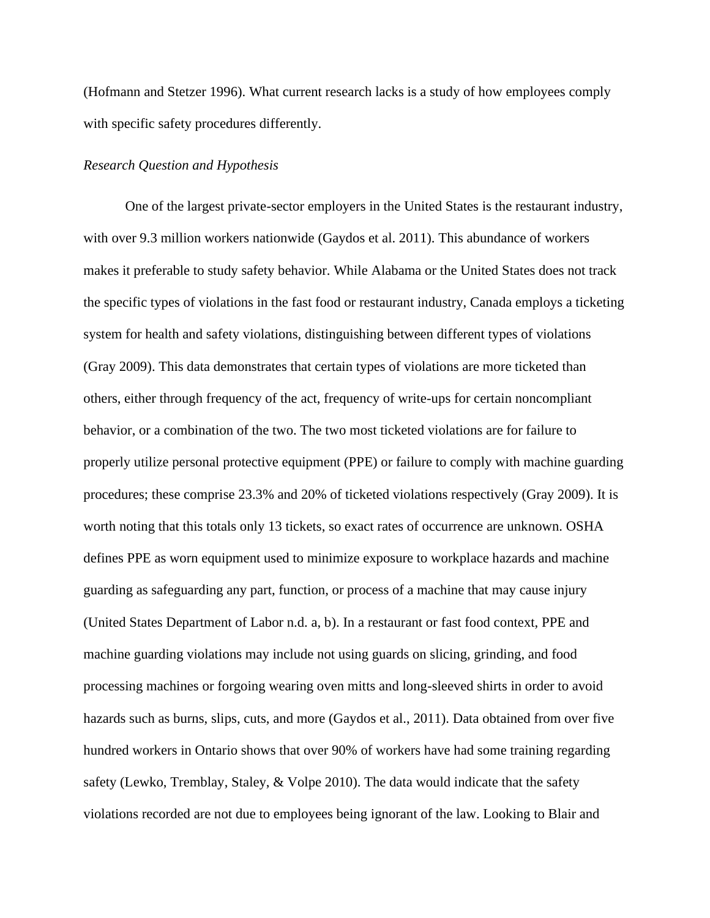(Hofmann and Stetzer 1996). What current research lacks is a study of how employees comply with specific safety procedures differently.

*Research Question and Hypothesis*

One of the largest private-sector employers in the United States is the restaurant industry, with over 9.3 million workers nationwide (Gaydos et al. 2011). This abundance of workers makes it preferable to study safety behavior. While Alabama or the United States does not track the specific types of violations in the fast food or restaurant industry, Canada employs a ticketing system for health and safety violations, distinguishing between different types of violations (Gray 2009). This data demonstrates that certain types of violations are more ticketed than others, either through frequency of the act, frequency of write-ups for certain noncompliant behavior, or a combination of the two. The two most ticketed violations are for failure to properly utilize personal protective equipment (PPE) or failure to comply with machine guarding procedures; these comprise 23.3% and 20% of ticketed violations respectively (Gray 2009). It is worth noting that this totals only 13 tickets, so exact rates of occurrence are unknown. OSHA defines PPE as worn equipment used to minimize exposure to workplace hazards and machine guarding as safeguarding any part, function, or process of a machine that may cause injury (United States Department of Labor n.d. a, b). In a restaurant or fast food context, PPE and machine guarding violations may include not using guards on slicing, grinding, and food processing machines or forgoing wearing oven mitts and long-sleeved shirts in order to avoid hazards such as burns, slips, cuts, and more (Gaydos et al., 2011). Data obtained from over five hundred workers in Ontario shows that over 90% of workers have had some training regarding safety (Lewko, Tremblay, Staley, & Volpe 2010). The data would indicate that the safety violations recorded are not due to employees being ignorant of the law. Looking to Blair and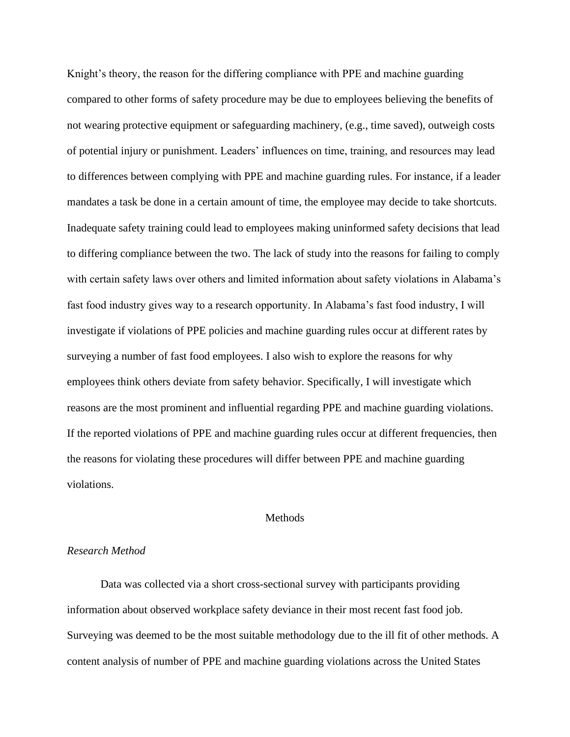Knight's theory, the reason for the differing compliance with PPE and machine guarding compared to other forms of safety procedure may be due to employees believing the benefits of not wearing protective equipment or safeguarding machinery, (e.g., time saved), outweigh costs of potential injury or punishment. Leaders' influences on time, training, and resources may lead to differences between complying with PPE and machine guarding rules. For instance, if a leader mandates a task be done in a certain amount of time, the employee may decide to take shortcuts. Inadequate safety training could lead to employees making uninformed safety decisions that lead to differing compliance between the two. The lack of study into the reasons for failing to comply with certain safety laws over others and limited information about safety violations in Alabama's fast food industry gives way to a research opportunity. In Alabama's fast food industry, I will investigate if violations of PPE policies and machine guarding rules occur at different rates by surveying a number of fast food employees. I also wish to explore the reasons for why employees think others deviate from safety behavior. Specifically, I will investigate which reasons are the most prominent and influential regarding PPE and machine guarding violations. If the reported violations of PPE and machine guarding rules occur at different frequencies, then the reasons for violating these procedures will differ between PPE and machine guarding violations.

## Methods

### *Research Method*

Data was collected via a short cross-sectional survey with participants providing information about observed workplace safety deviance in their most recent fast food job. Surveying was deemed to be the most suitable methodology due to the ill fit of other methods. A content analysis of number of PPE and machine guarding violations across the United States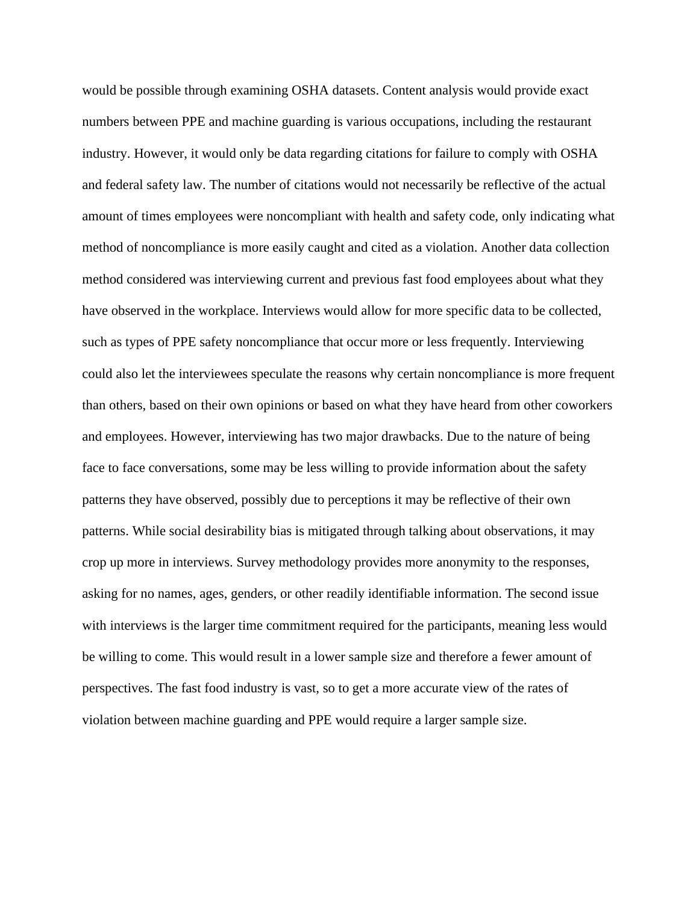would be possible through examining OSHA datasets. Content analysis would provide exact numbers between PPE and machine guarding is various occupations, including the restaurant industry. However, it would only be data regarding citations for failure to comply with OSHA and federal safety law. The number of citations would not necessarily be reflective of the actual amount of times employees were noncompliant with health and safety code, only indicating what method of noncompliance is more easily caught and cited as a violation. Another data collection method considered was interviewing current and previous fast food employees about what they have observed in the workplace. Interviews would allow for more specific data to be collected, such as types of PPE safety noncompliance that occur more or less frequently. Interviewing could also let the interviewees speculate the reasons why certain noncompliance is more frequent than others, based on their own opinions or based on what they have heard from other coworkers and employees. However, interviewing has two major drawbacks. Due to the nature of being face to face conversations, some may be less willing to provide information about the safety patterns they have observed, possibly due to perceptions it may be reflective of their own patterns. While social desirability bias is mitigated through talking about observations, it may crop up more in interviews. Survey methodology provides more anonymity to the responses, asking for no names, ages, genders, or other readily identifiable information. The second issue with interviews is the larger time commitment required for the participants, meaning less would be willing to come. This would result in a lower sample size and therefore a fewer amount of perspectives. The fast food industry is vast, so to get a more accurate view of the rates of violation between machine guarding and PPE would require a larger sample size.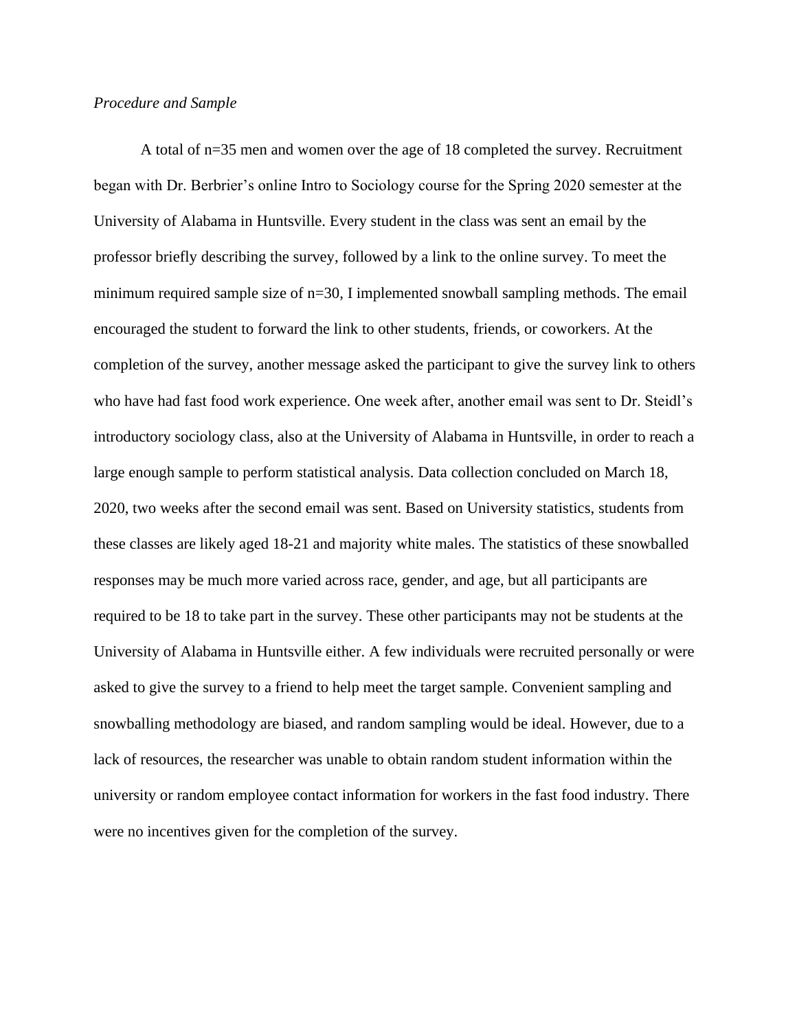*Procedure and Sample*

A total of n=35 men and women over the age of 18 completed the survey. Recruitment began with Dr. Berbrier's online Intro to Sociology course for the Spring 2020 semester at the University of Alabama in Huntsville. Every student in the class was sent an email by the professor briefly describing the survey, followed by a link to the online survey. To meet the minimum required sample size of n=30, I implemented snowball sampling methods. The email encouraged the student to forward the link to other students, friends, or coworkers. At the completion of the survey, another message asked the participant to give the survey link to others who have had fast food work experience. One week after, another email was sent to Dr. Steidl's introductory sociology class, also at the University of Alabama in Huntsville, in order to reach a large enough sample to perform statistical analysis. Data collection concluded on March 18, 2020, two weeks after the second email was sent. Based on University statistics, students from these classes are likely aged 18-21 and majority white males. The statistics of these snowballed responses may be much more varied across race, gender, and age, but all participants are required to be 18 to take part in the survey. These other participants may not be students at the University of Alabama in Huntsville either. A few individuals were recruited personally or were asked to give the survey to a friend to help meet the target sample. Convenient sampling and snowballing methodology are biased, and random sampling would be ideal. However, due to a lack of resources, the researcher was unable to obtain random student information within the university or random employee contact information for workers in the fast food industry. There were no incentives given for the completion of the survey.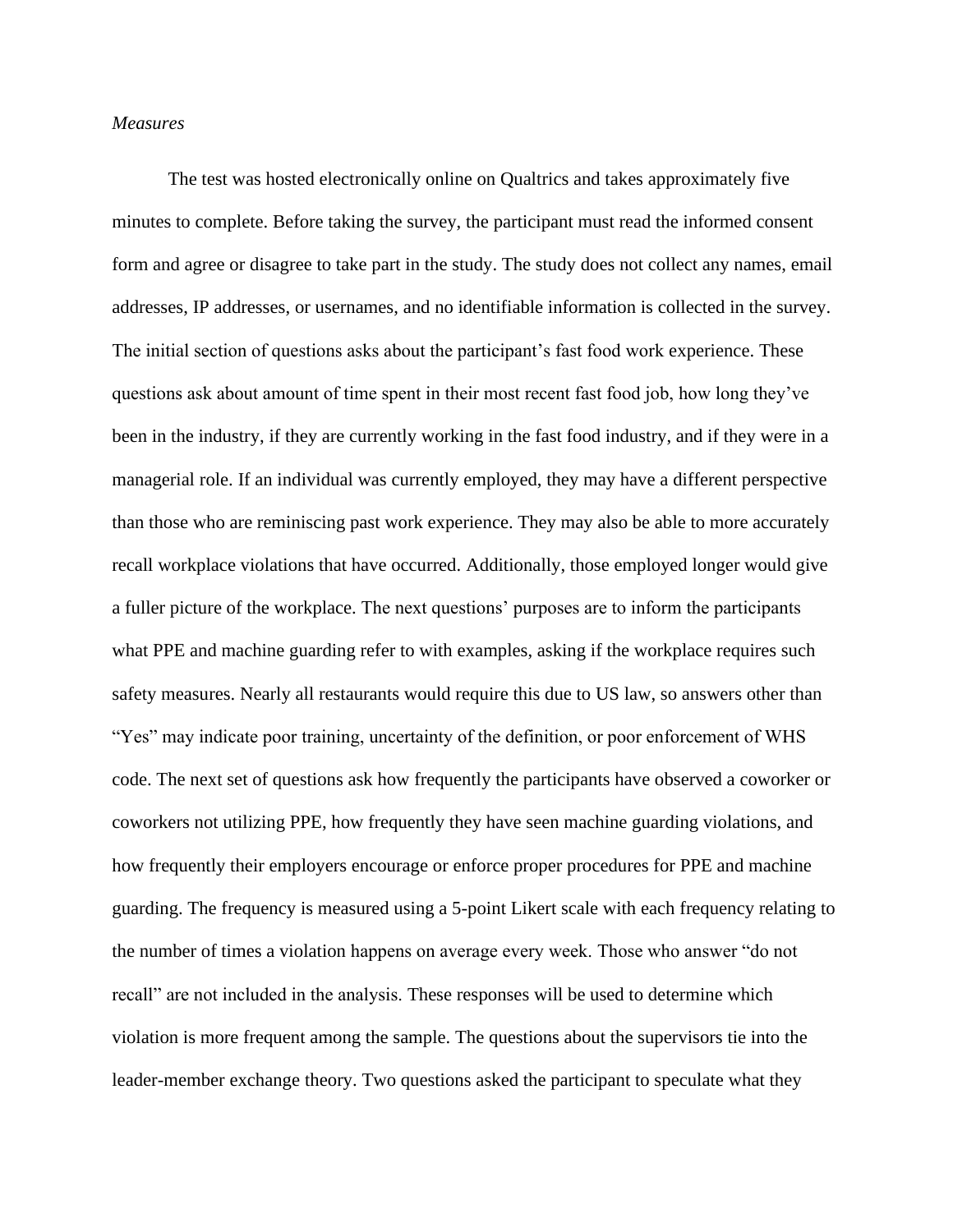*Measures*

The test was hosted electronically online on Qualtrics and takes approximately five minutes to complete. Before taking the survey, the participant must read the informed consent form and agree or disagree to take part in the study. The study does not collect any names, email addresses, IP addresses, or usernames, and no identifiable information is collected in the survey. The initial section of questions asks about the participant's fast food work experience. These questions ask about amount of time spent in their most recent fast food job, how long they've been in the industry, if they are currently working in the fast food industry, and if they were in a managerial role. If an individual was currently employed, they may have a different perspective than those who are reminiscing past work experience. They may also be able to more accurately recall workplace violations that have occurred. Additionally, those employed longer would give a fuller picture of the workplace. The next questions' purposes are to inform the participants what PPE and machine guarding refer to with examples, asking if the workplace requires such safety measures. Nearly all restaurants would require this due to US law, so answers other than "Yes" may indicate poor training, uncertainty of the definition, or poor enforcement of WHS code. The next set of questions ask how frequently the participants have observed a coworker or coworkers not utilizing PPE, how frequently they have seen machine guarding violations, and how frequently their employers encourage or enforce proper procedures for PPE and machine guarding. The frequency is measured using a 5-point Likert scale with each frequency relating to the number of times a violation happens on average every week. Those who answer "do not recall" are not included in the analysis. These responses will be used to determine which violation is more frequent among the sample. The questions about the supervisors tie into the leader-member exchange theory. Two questions asked the participant to speculate what they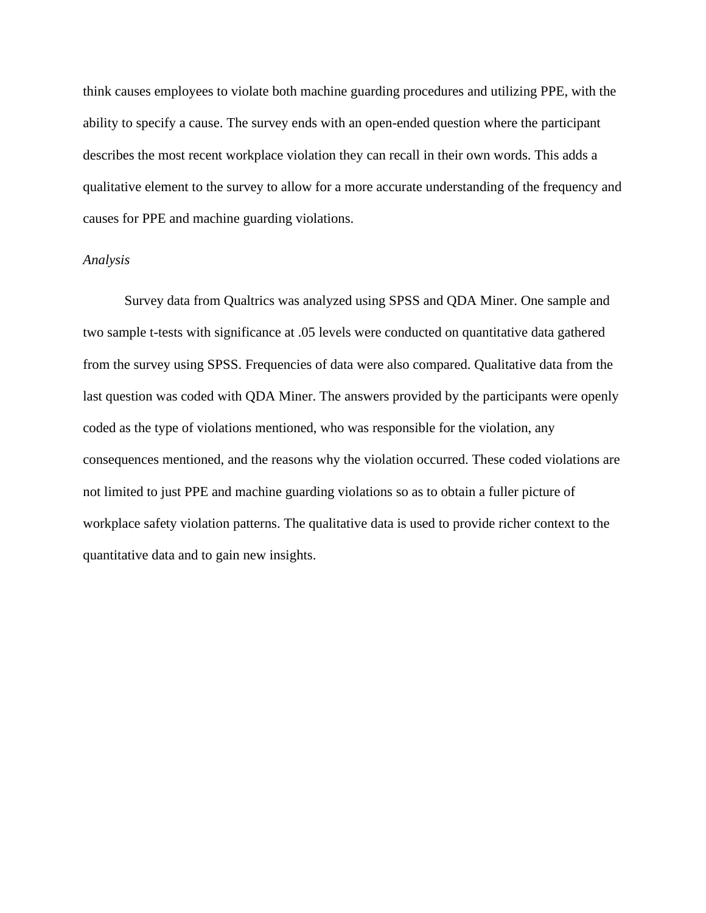think causes employees to violate both machine guarding procedures and utilizing PPE, with the ability to specify a cause. The survey ends with an open-ended question where the participant describes the most recent workplace violation they can recall in their own words. This adds a qualitative element to the survey to allow for a more accurate understanding of the frequency and causes for PPE and machine guarding violations.

### *Analysis*

Survey data from Qualtrics was analyzed using SPSS and QDA Miner. One sample and two sample t-tests with significance at .05 levels were conducted on quantitative data gathered from the survey using SPSS. Frequencies of data were also compared. Qualitative data from the last question was coded with QDA Miner. The answers provided by the participants were openly coded as the type of violations mentioned, who was responsible for the violation, any consequences mentioned, and the reasons why the violation occurred. These coded violations are not limited to just PPE and machine guarding violations so as to obtain a fuller picture of workplace safety violation patterns. The qualitative data is used to provide richer context to the quantitative data and to gain new insights.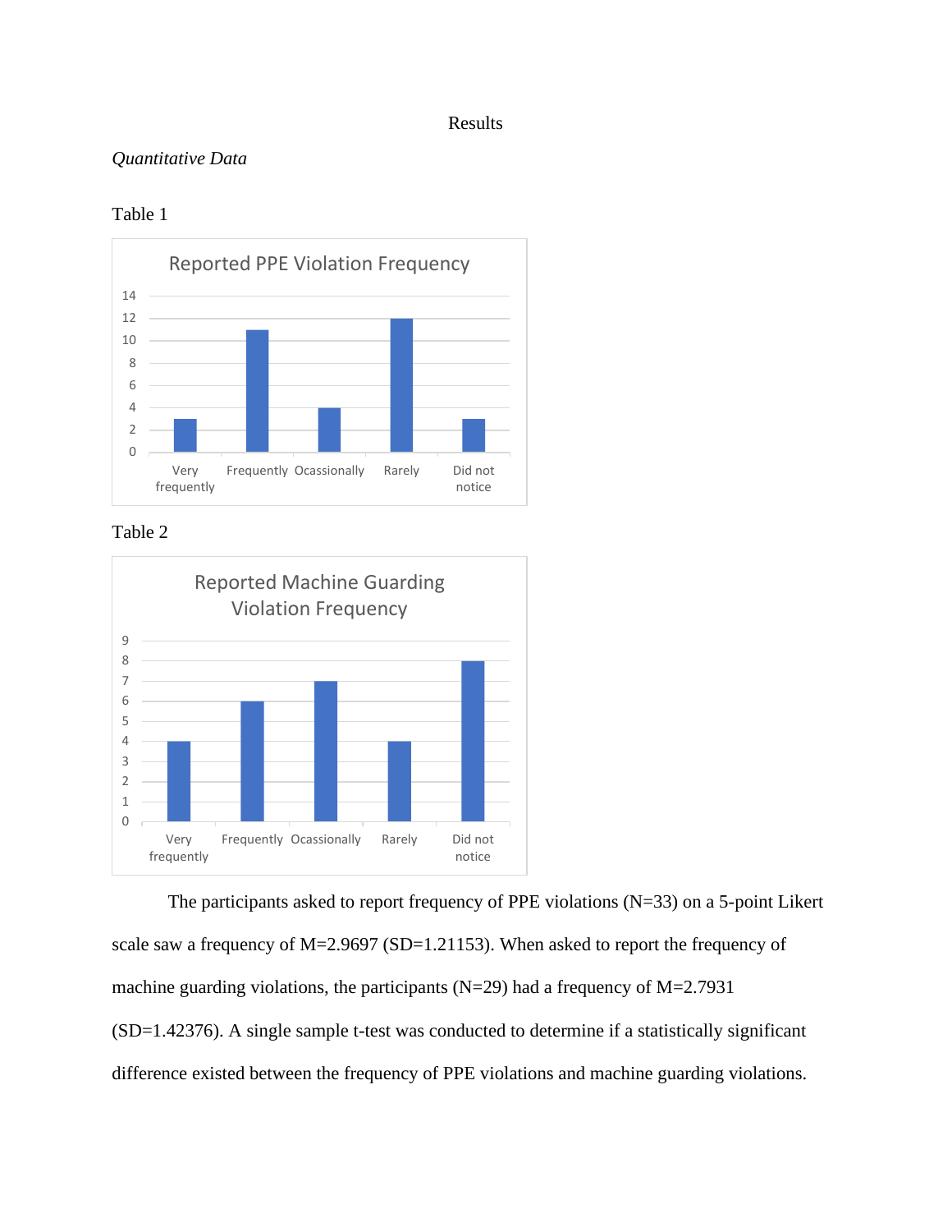# Results

*Quantitative Data*

Table 1

**Reported PPE Violation Frequency**

| Very frequently | Frequently | Ocassionally | Rarely | Did not notice |
|---|---|---|---|---|
| 3 | 11 | 4 | 12 | 3 |

Table 2

**Reported Machine Guarding Violation Frequency**

| Very frequently | Frequently | Ocassionally | Rarely | Did not notice |
|---|---|---|---|---|
| 4 | 6 | 7 | 4 | 8 |

The participants asked to report frequency of PPE violations (N=33) on a 5-point Likert scale saw a frequency of M=2.9697 (SD=1.21153). When asked to report the frequency of machine guarding violations, the participants (N=29) had a frequency of M=2.7931 (SD=1.42376). A single sample t-test was conducted to determine if a statistically significant difference existed between the frequency of PPE violations and machine guarding violations.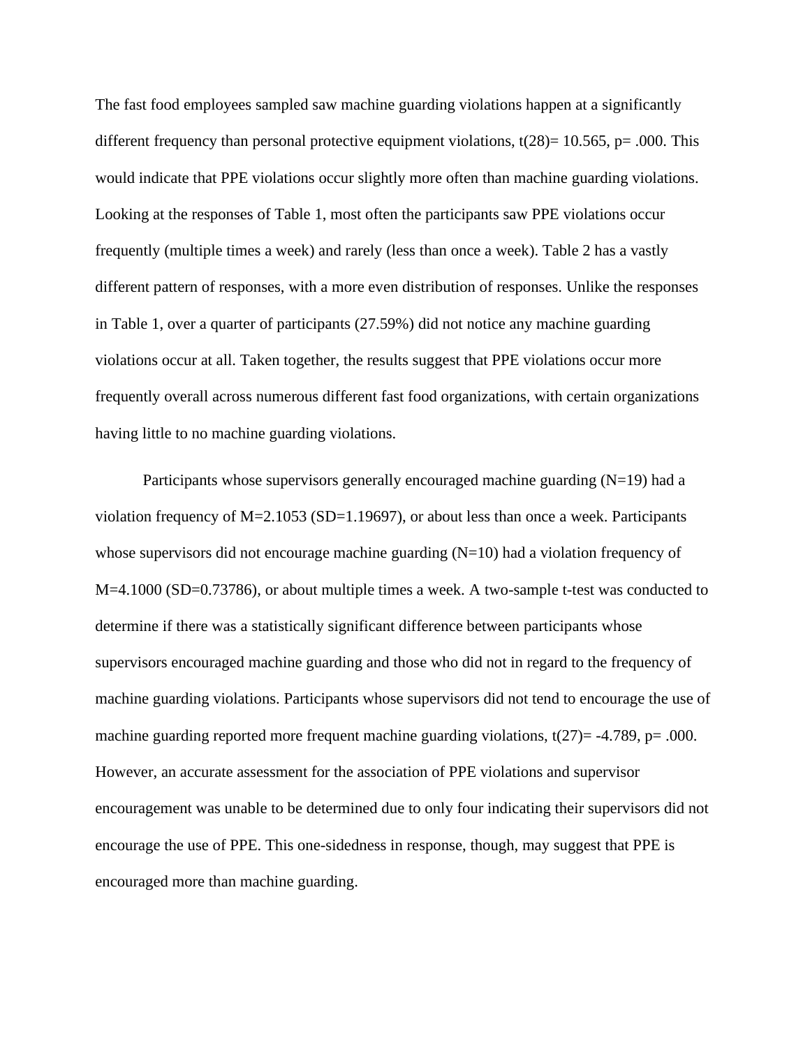The fast food employees sampled saw machine guarding violations happen at a significantly different frequency than personal protective equipment violations, $t(28) = 10.565$, $p = .000$. This would indicate that PPE violations occur slightly more often than machine guarding violations. Looking at the responses of Table 1, most often the participants saw PPE violations occur frequently (multiple times a week) and rarely (less than once a week). Table 2 has a vastly different pattern of responses, with a more even distribution of responses. Unlike the responses in Table 1, over a quarter of participants (27.59%) did not notice any machine guarding violations occur at all. Taken together, the results suggest that PPE violations occur more frequently overall across numerous different fast food organizations, with certain organizations having little to no machine guarding violations.

Participants whose supervisors generally encouraged machine guarding ($N=19$) had a violation frequency of $M=2.1053$ ($SD=1.19697$), or about less than once a week. Participants whose supervisors did not encourage machine guarding ($N=10$) had a violation frequency of $M=4.1000$ ($SD=0.73786$), or about multiple times a week. A two-sample t-test was conducted to determine if there was a statistically significant difference between participants whose supervisors encouraged machine guarding and those who did not in regard to the frequency of machine guarding violations. Participants whose supervisors did not tend to encourage the use of machine guarding reported more frequent machine guarding violations, $t(27) = -4.789$, $p = .000$. However, an accurate assessment for the association of PPE violations and supervisor encouragement was unable to be determined due to only four indicating their supervisors did not encourage the use of PPE. This one-sidedness in response, though, may suggest that PPE is encouraged more than machine guarding.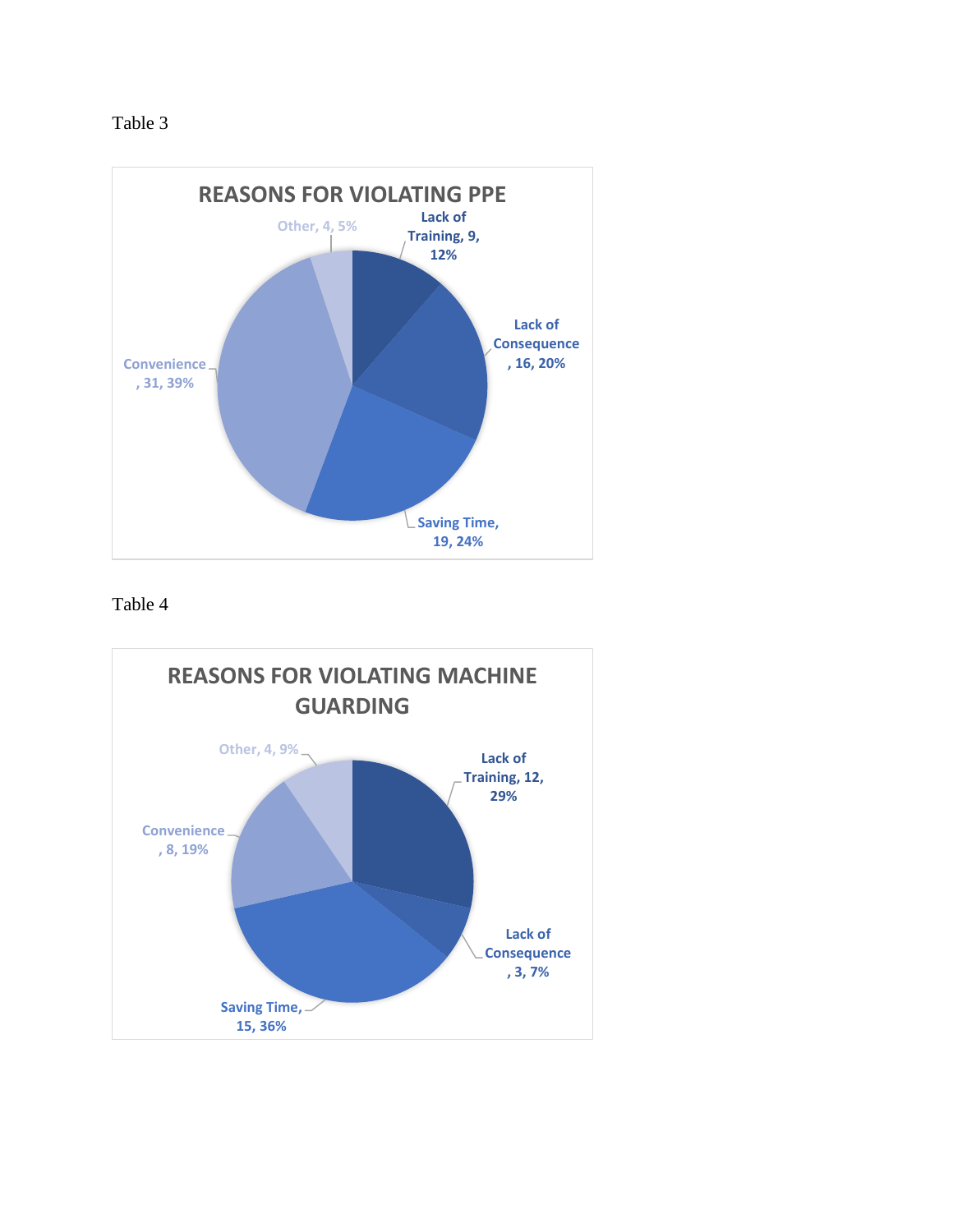Table 3

REASONS FOR VIOLATING PPE

| Reason | Count | Percent |
|---|---|---|
| Lack of Training | 9 | 12% |
| Lack of Consequence | 16 | 20% |
| Saving Time | 19 | 24% |
| Convenience | 31 | 39% |
| Other | 4 | 5% |

Table 4

REASONS FOR VIOLATING MACHINE GUARDING

| Reason | Count | Percent |
|---|---|---|
| Lack of Training | 12 | 29% |
| Lack of Consequence | 3 | 7% |
| Saving Time | 15 | 36% |
| Convenience | 8 | 19% |
| Other | 4 | 9% |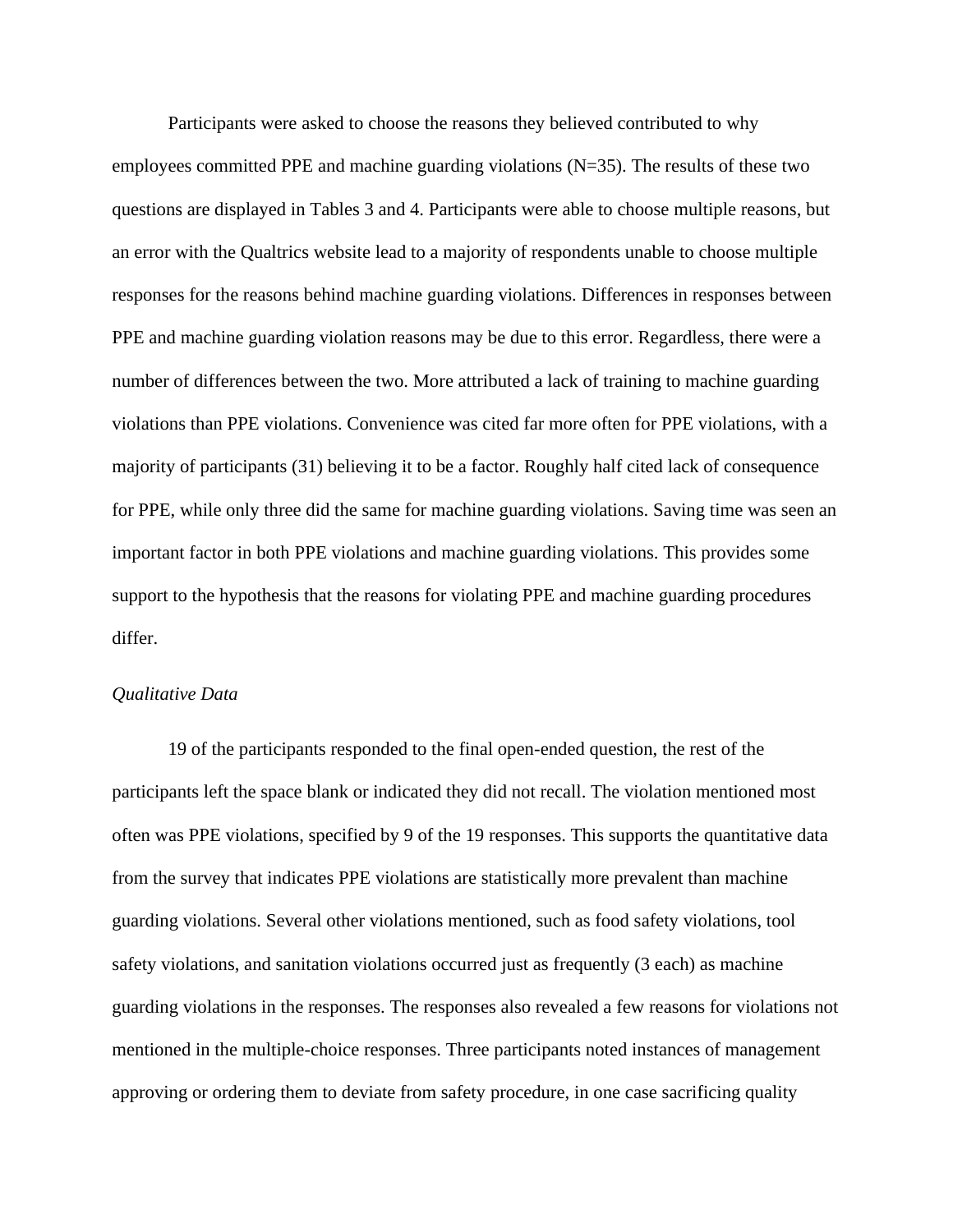Participants were asked to choose the reasons they believed contributed to why employees committed PPE and machine guarding violations (N=35). The results of these two questions are displayed in Tables 3 and 4. Participants were able to choose multiple reasons, but an error with the Qualtrics website lead to a majority of respondents unable to choose multiple responses for the reasons behind machine guarding violations. Differences in responses between PPE and machine guarding violation reasons may be due to this error. Regardless, there were a number of differences between the two. More attributed a lack of training to machine guarding violations than PPE violations. Convenience was cited far more often for PPE violations, with a majority of participants (31) believing it to be a factor. Roughly half cited lack of consequence for PPE, while only three did the same for machine guarding violations. Saving time was seen an important factor in both PPE violations and machine guarding violations. This provides some support to the hypothesis that the reasons for violating PPE and machine guarding procedures differ.

*Qualitative Data*

19 of the participants responded to the final open-ended question, the rest of the participants left the space blank or indicated they did not recall. The violation mentioned most often was PPE violations, specified by 9 of the 19 responses. This supports the quantitative data from the survey that indicates PPE violations are statistically more prevalent than machine guarding violations. Several other violations mentioned, such as food safety violations, tool safety violations, and sanitation violations occurred just as frequently (3 each) as machine guarding violations in the responses. The responses also revealed a few reasons for violations not mentioned in the multiple-choice responses. Three participants noted instances of management approving or ordering them to deviate from safety procedure, in one case sacrificing quality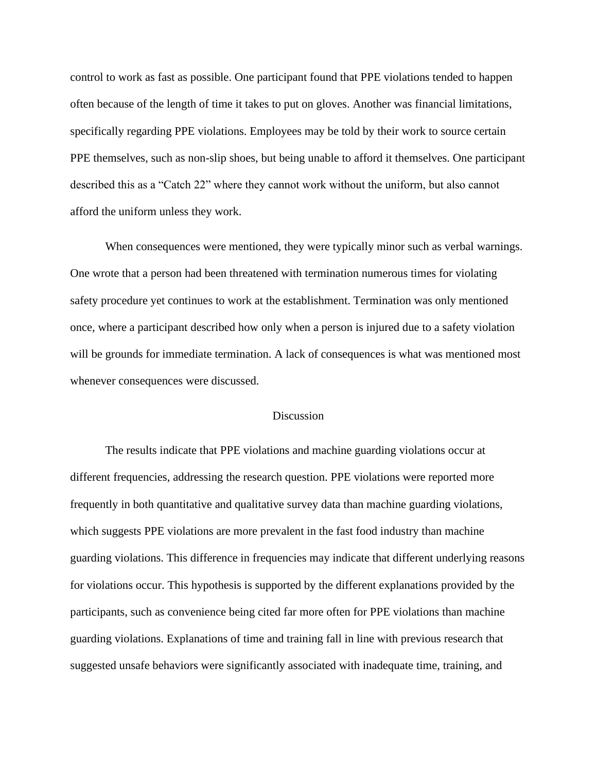control to work as fast as possible. One participant found that PPE violations tended to happen often because of the length of time it takes to put on gloves. Another was financial limitations, specifically regarding PPE violations. Employees may be told by their work to source certain PPE themselves, such as non-slip shoes, but being unable to afford it themselves. One participant described this as a "Catch 22" where they cannot work without the uniform, but also cannot afford the uniform unless they work.

When consequences were mentioned, they were typically minor such as verbal warnings. One wrote that a person had been threatened with termination numerous times for violating safety procedure yet continues to work at the establishment. Termination was only mentioned once, where a participant described how only when a person is injured due to a safety violation will be grounds for immediate termination. A lack of consequences is what was mentioned most whenever consequences were discussed.

## Discussion

The results indicate that PPE violations and machine guarding violations occur at different frequencies, addressing the research question. PPE violations were reported more frequently in both quantitative and qualitative survey data than machine guarding violations, which suggests PPE violations are more prevalent in the fast food industry than machine guarding violations. This difference in frequencies may indicate that different underlying reasons for violations occur. This hypothesis is supported by the different explanations provided by the participants, such as convenience being cited far more often for PPE violations than machine guarding violations. Explanations of time and training fall in line with previous research that suggested unsafe behaviors were significantly associated with inadequate time, training, and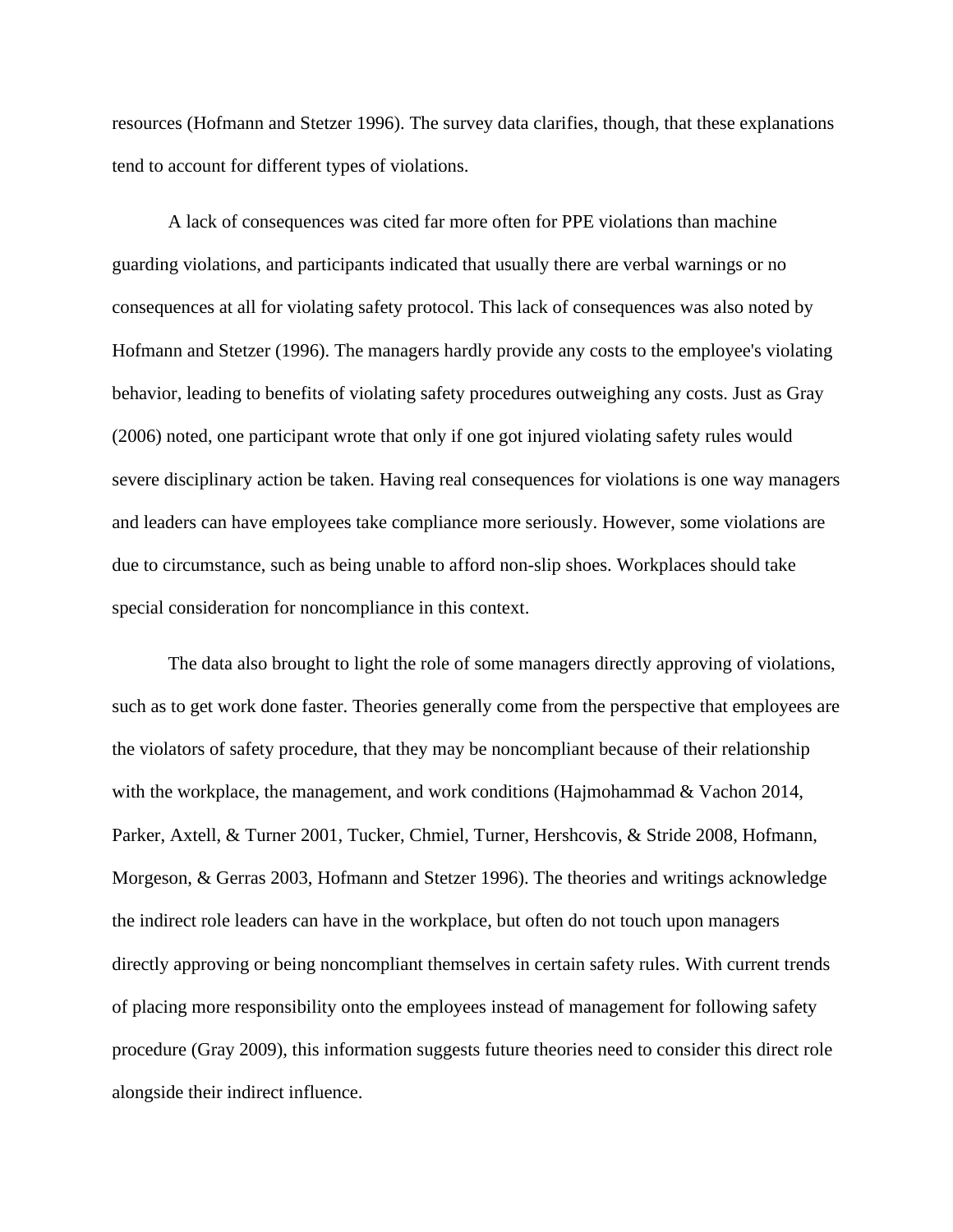resources (Hofmann and Stetzer 1996). The survey data clarifies, though, that these explanations tend to account for different types of violations.

A lack of consequences was cited far more often for PPE violations than machine guarding violations, and participants indicated that usually there are verbal warnings or no consequences at all for violating safety protocol. This lack of consequences was also noted by Hofmann and Stetzer (1996). The managers hardly provide any costs to the employee's violating behavior, leading to benefits of violating safety procedures outweighing any costs. Just as Gray (2006) noted, one participant wrote that only if one got injured violating safety rules would severe disciplinary action be taken. Having real consequences for violations is one way managers and leaders can have employees take compliance more seriously. However, some violations are due to circumstance, such as being unable to afford non-slip shoes. Workplaces should take special consideration for noncompliance in this context.

The data also brought to light the role of some managers directly approving of violations, such as to get work done faster. Theories generally come from the perspective that employees are the violators of safety procedure, that they may be noncompliant because of their relationship with the workplace, the management, and work conditions (Hajmohammad & Vachon 2014, Parker, Axtell, & Turner 2001, Tucker, Chmiel, Turner, Hershcovis, & Stride 2008, Hofmann, Morgeson, & Gerras 2003, Hofmann and Stetzer 1996). The theories and writings acknowledge the indirect role leaders can have in the workplace, but often do not touch upon managers directly approving or being noncompliant themselves in certain safety rules. With current trends of placing more responsibility onto the employees instead of management for following safety procedure (Gray 2009), this information suggests future theories need to consider this direct role alongside their indirect influence.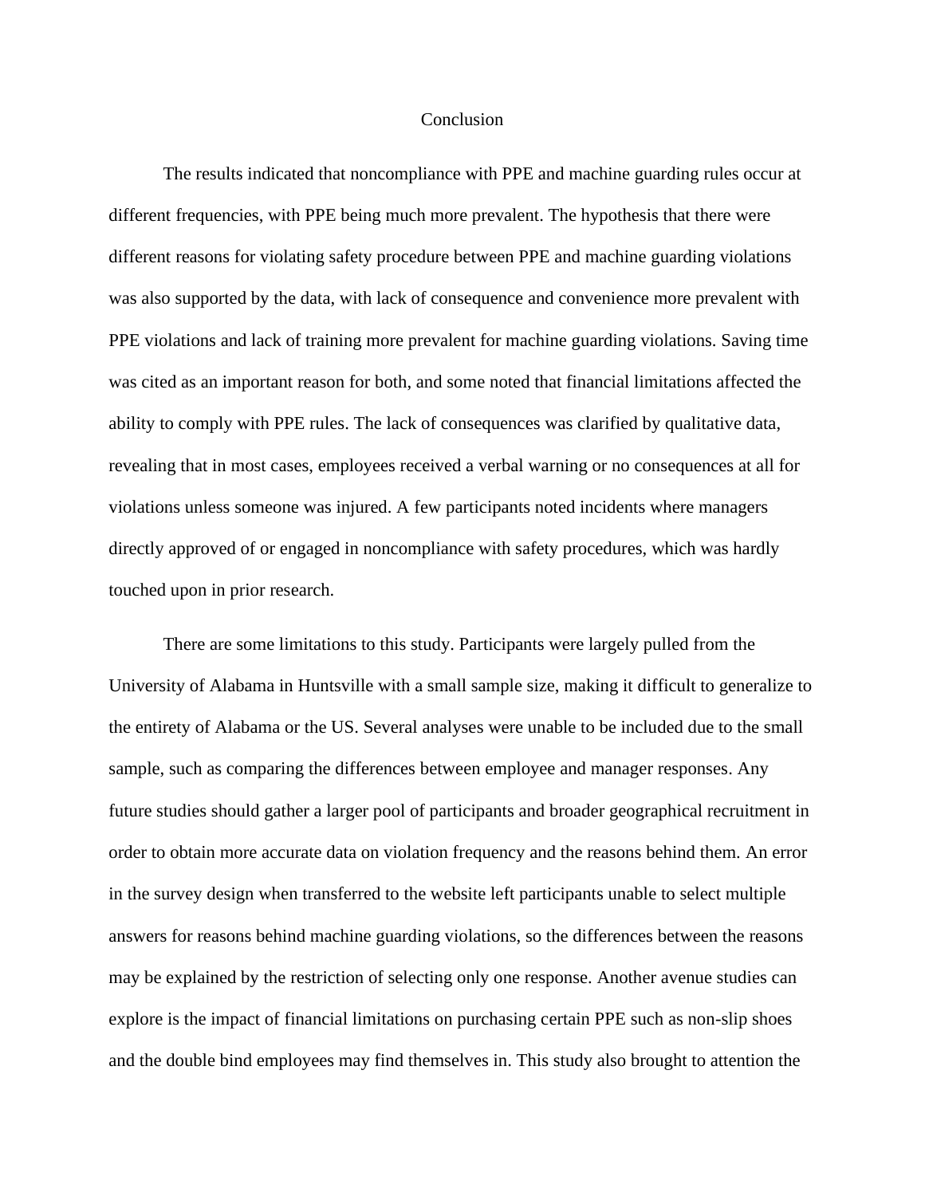# Conclusion

The results indicated that noncompliance with PPE and machine guarding rules occur at different frequencies, with PPE being much more prevalent. The hypothesis that there were different reasons for violating safety procedure between PPE and machine guarding violations was also supported by the data, with lack of consequence and convenience more prevalent with PPE violations and lack of training more prevalent for machine guarding violations. Saving time was cited as an important reason for both, and some noted that financial limitations affected the ability to comply with PPE rules. The lack of consequences was clarified by qualitative data, revealing that in most cases, employees received a verbal warning or no consequences at all for violations unless someone was injured. A few participants noted incidents where managers directly approved of or engaged in noncompliance with safety procedures, which was hardly touched upon in prior research.

There are some limitations to this study. Participants were largely pulled from the University of Alabama in Huntsville with a small sample size, making it difficult to generalize to the entirety of Alabama or the US. Several analyses were unable to be included due to the small sample, such as comparing the differences between employee and manager responses. Any future studies should gather a larger pool of participants and broader geographical recruitment in order to obtain more accurate data on violation frequency and the reasons behind them. An error in the survey design when transferred to the website left participants unable to select multiple answers for reasons behind machine guarding violations, so the differences between the reasons may be explained by the restriction of selecting only one response. Another avenue studies can explore is the impact of financial limitations on purchasing certain PPE such as non-slip shoes and the double bind employees may find themselves in. This study also brought to attention the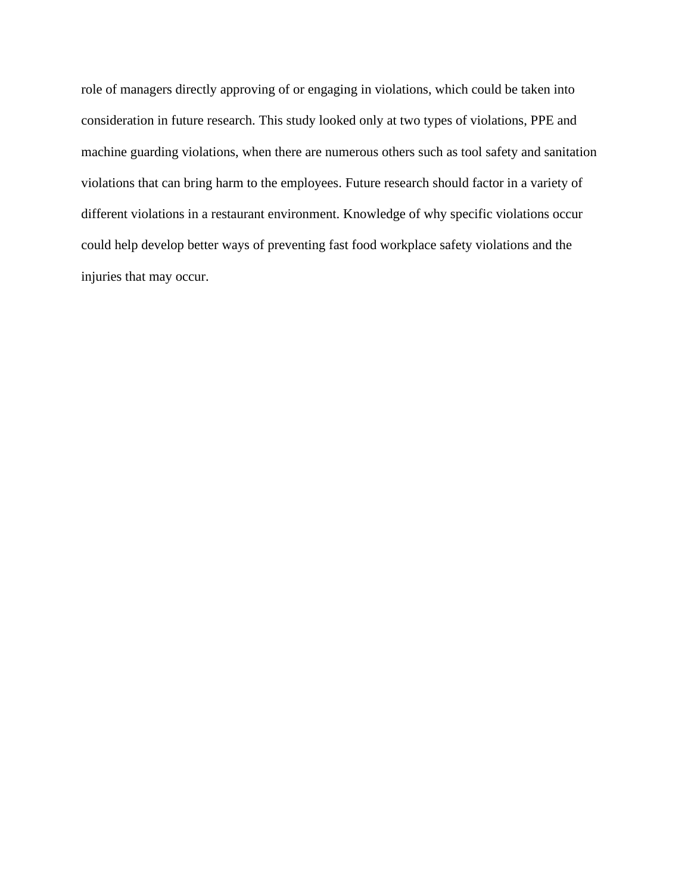role of managers directly approving of or engaging in violations, which could be taken into consideration in future research. This study looked only at two types of violations, PPE and machine guarding violations, when there are numerous others such as tool safety and sanitation violations that can bring harm to the employees. Future research should factor in a variety of different violations in a restaurant environment. Knowledge of why specific violations occur could help develop better ways of preventing fast food workplace safety violations and the injuries that may occur.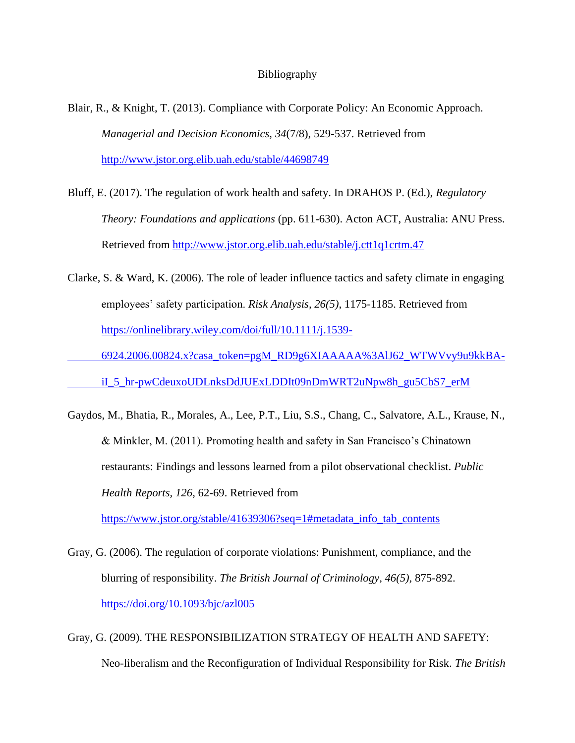# Bibliography

Blair, R., & Knight, T. (2013). Compliance with Corporate Policy: An Economic Approach. *Managerial and Decision Economics, 34*(7/8), 529-537. Retrieved from http://www.jstor.org.elib.uah.edu/stable/44698749

Bluff, E. (2017). The regulation of work health and safety. In DRAHOS P. (Ed.), *Regulatory Theory: Foundations and applications* (pp. 611-630). Acton ACT, Australia: ANU Press. Retrieved from http://www.jstor.org.elib.uah.edu/stable/j.ctt1q1crtm.47

Clarke, S. & Ward, K. (2006). The role of leader influence tactics and safety climate in engaging employees' safety participation. *Risk Analysis, 26(5)*, 1175-1185. Retrieved from https://onlinelibrary.wiley.com/doi/full/10.1111/j.1539-6924.2006.00824.x?casa_token=pgM_RD9g6XIAAAAA%3AlJ62_WTWVvy9u9kkBA-iI_5_hr-pwCdeuxoUDLnksDdJUExLDDIt09nDmWRT2uNpw8h_gu5CbS7_erM

Gaydos, M., Bhatia, R., Morales, A., Lee, P.T., Liu, S.S., Chang, C., Salvatore, A.L., Krause, N., & Minkler, M. (2011). Promoting health and safety in San Francisco's Chinatown restaurants: Findings and lessons learned from a pilot observational checklist. *Public Health Reports, 126*, 62-69. Retrieved from https://www.jstor.org/stable/41639306?seq=1#metadata_info_tab_contents

Gray, G. (2006). The regulation of corporate violations: Punishment, compliance, and the blurring of responsibility. *The British Journal of Criminology, 46(5)*, 875-892. https://doi.org/10.1093/bjc/azl005

Gray, G. (2009). THE RESPONSIBILIZATION STRATEGY OF HEALTH AND SAFETY: Neo-liberalism and the Reconfiguration of Individual Responsibility for Risk. *The British*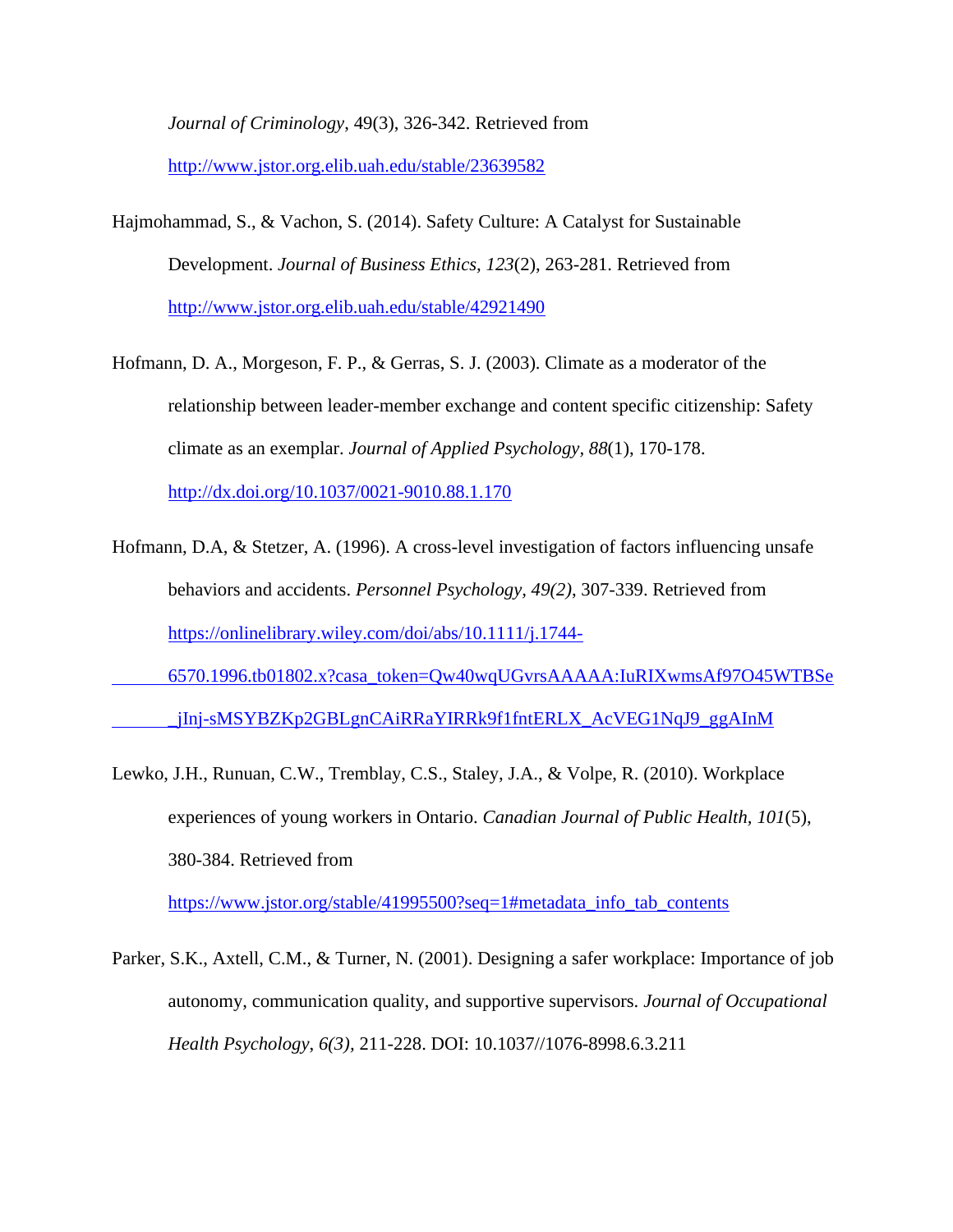*Journal of Criminology*, 49(3), 326-342. Retrieved from http://www.jstor.org.elib.uah.edu/stable/23639582

Hajmohammad, S., & Vachon, S. (2014). Safety Culture: A Catalyst for Sustainable Development. *Journal of Business Ethics, 123*(2), 263-281. Retrieved from http://www.jstor.org.elib.uah.edu/stable/42921490

Hofmann, D. A., Morgeson, F. P., & Gerras, S. J. (2003). Climate as a moderator of the relationship between leader-member exchange and content specific citizenship: Safety climate as an exemplar. *Journal of Applied Psychology*, *88*(1), 170-178. http://dx.doi.org/10.1037/0021-9010.88.1.170

Hofmann, D.A, & Stetzer, A. (1996). A cross-level investigation of factors influencing unsafe behaviors and accidents. *Personnel Psychology, 49(2)*, 307-339. Retrieved from https://onlinelibrary.wiley.com/doi/abs/10.1111/j.1744-6570.1996.tb01802.x?casa_token=Qw40wqUGvrsAAAAA:IuRIXwmsAf97O45WTBSe_jInj-sMSYBZKp2GBLgnCAiRRaYIRRk9f1fntERLX_AcVEG1NqJ9_ggAInM

Lewko, J.H., Runuan, C.W., Tremblay, C.S., Staley, J.A., & Volpe, R. (2010). Workplace experiences of young workers in Ontario. *Canadian Journal of Public Health*, *101*(5), 380-384. Retrieved from https://www.jstor.org/stable/41995500?seq=1#metadata_info_tab_contents

Parker, S.K., Axtell, C.M., & Turner, N. (2001). Designing a safer workplace: Importance of job autonomy, communication quality, and supportive supervisors. *Journal of Occupational Health Psychology*, *6(3)*, 211-228. DOI: 10.1037//1076-8998.6.3.211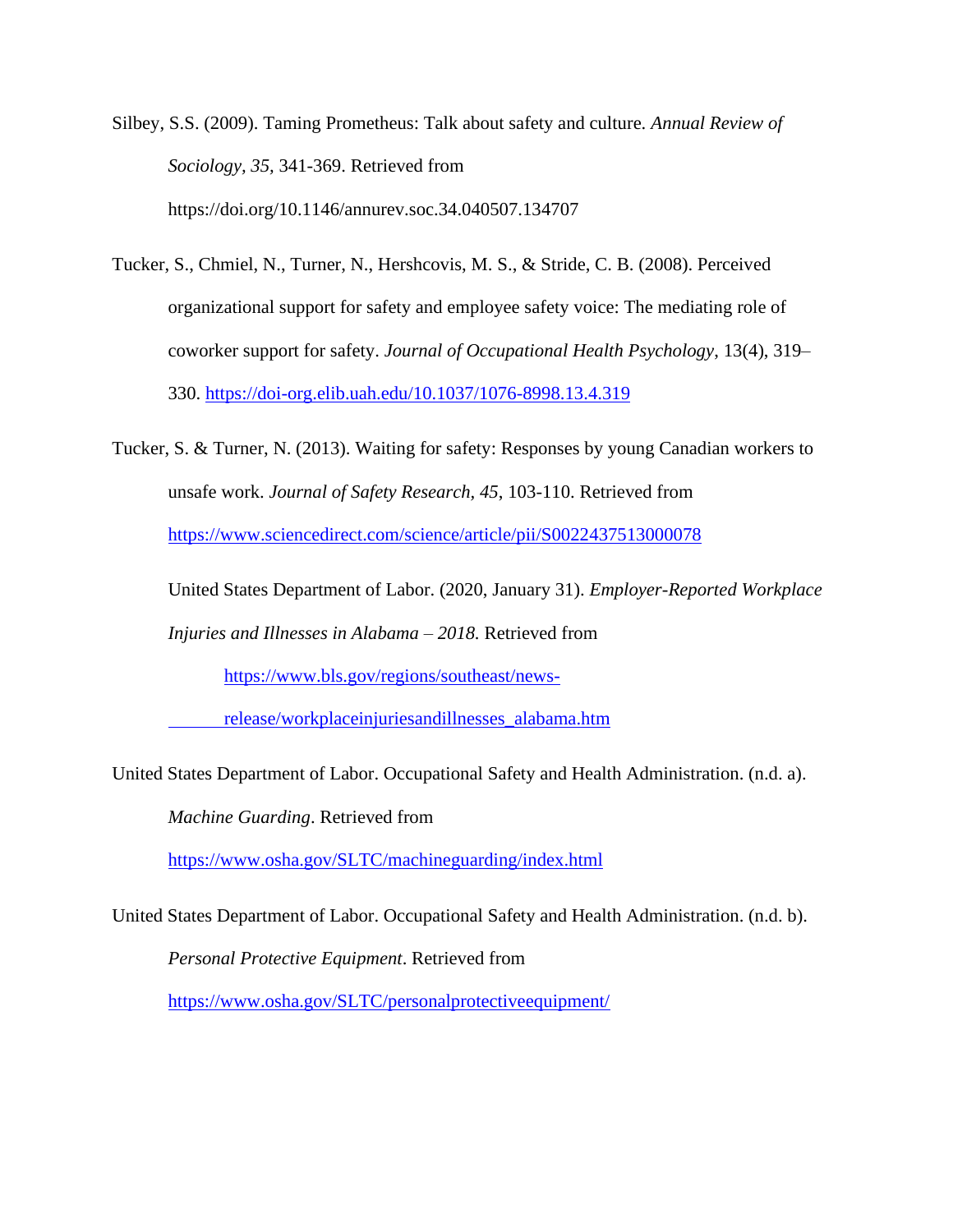Silbey, S.S. (2009). Taming Prometheus: Talk about safety and culture. *Annual Review of Sociology*, *35,* 341-369. Retrieved from https://doi.org/10.1146/annurev.soc.34.040507.134707

Tucker, S., Chmiel, N., Turner, N., Hershcovis, M. S., & Stride, C. B. (2008). Perceived organizational support for safety and employee safety voice: The mediating role of coworker support for safety. *Journal of Occupational Health Psychology*, 13(4), 319–330. https://doi-org.elib.uah.edu/10.1037/1076-8998.13.4.319

Tucker, S. & Turner, N. (2013). Waiting for safety: Responses by young Canadian workers to unsafe work. *Journal of Safety Research*, *45*, 103-110. Retrieved from https://www.sciencedirect.com/science/article/pii/S0022437513000078

United States Department of Labor. (2020, January 31). *Employer-Reported Workplace Injuries and Illnesses in Alabama – 2018.* Retrieved from https://www.bls.gov/regions/southeast/news-release/workplaceinjuriesandillnesses_alabama.htm

United States Department of Labor. Occupational Safety and Health Administration. (n.d. a). *Machine Guarding*. Retrieved from https://www.osha.gov/SLTC/machineguarding/index.html

United States Department of Labor. Occupational Safety and Health Administration. (n.d. b). *Personal Protective Equipment*. Retrieved from https://www.osha.gov/SLTC/personalprotectiveequipment/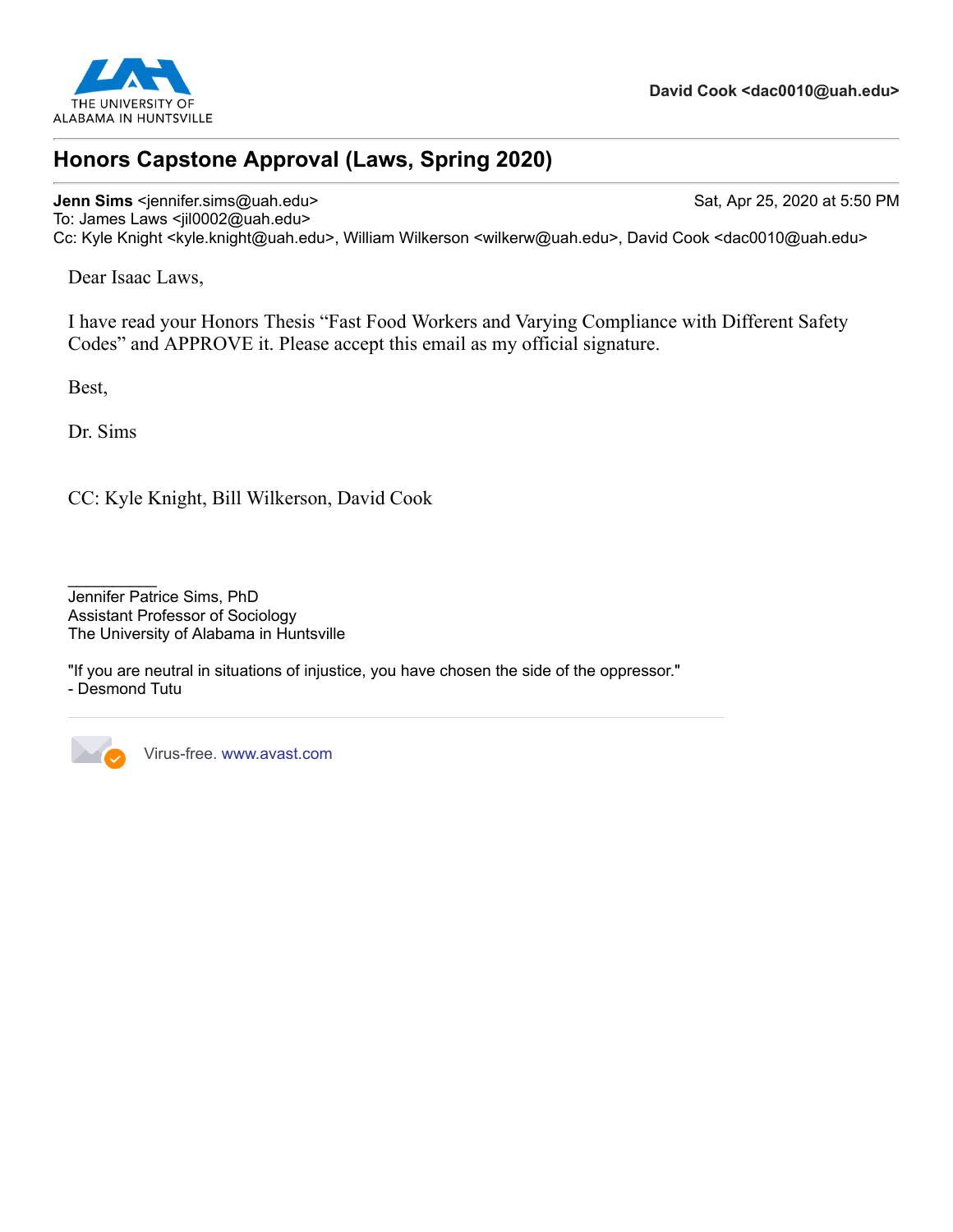THE UNIVERSITY OF ALABAMA IN HUNTSVILLE

**David Cook <dac0010@uah.edu>**

---

## Honors Capstone Approval (Laws, Spring 2020)

---

**Jenn Sims** <jennifer.sims@uah.edu> Sat, Apr 25, 2020 at 5:50 PM
To: James Laws <jil0002@uah.edu>
Cc: Kyle Knight <kyle.knight@uah.edu>, William Wilkerson <wilkerw@uah.edu>, David Cook <dac0010@uah.edu>

Dear Isaac Laws,

I have read your Honors Thesis "Fast Food Workers and Varying Compliance with Different Safety Codes" and APPROVE it. Please accept this email as my official signature.

Best,

Dr. Sims

CC: Kyle Knight, Bill Wilkerson, David Cook

\_\_\_\_\_\_\_\_\_\_
Jennifer Patrice Sims, PhD
Assistant Professor of Sociology
The University of Alabama in Huntsville

"If you are neutral in situations of injustice, you have chosen the side of the oppressor."
- Desmond Tutu

---

Virus-free. www.avast.com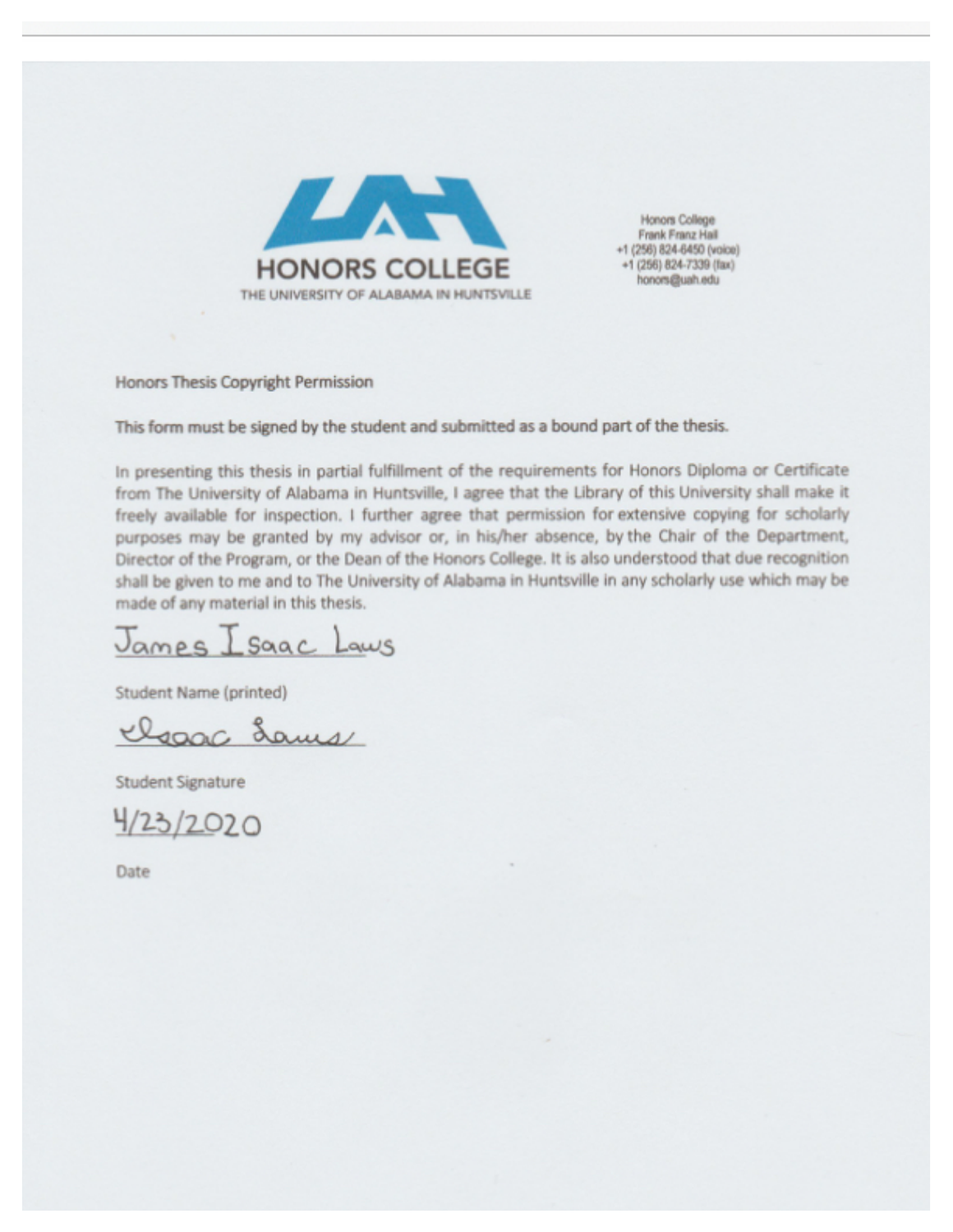HONORS COLLEGE
THE UNIVERSITY OF ALABAMA IN HUNTSVILLE

Honors College
Frank Franz Hall
+1 (256) 824-6450 (voice)
+1 (256) 824-7339 (fax)
honors@uah.edu

Honors Thesis Copyright Permission

**This form must be signed by the student and submitted as a bound part of the thesis.**

In presenting this thesis in partial fulfillment of the requirements for Honors Diploma or Certificate from The University of Alabama in Huntsville, I agree that the Library of this University shall make it freely available for inspection. I further agree that permission for extensive copying for scholarly purposes may be granted by my advisor or, in his/her absence, by the Chair of the Department, Director of the Program, or the Dean of the Honors College. It is also understood that due recognition shall be given to me and to The University of Alabama in Huntsville in any scholarly use which may be made of any material in this thesis.

James Isaac Laws

Student Name (printed)

Isaac Laws

Student Signature

4/23/2020

Date